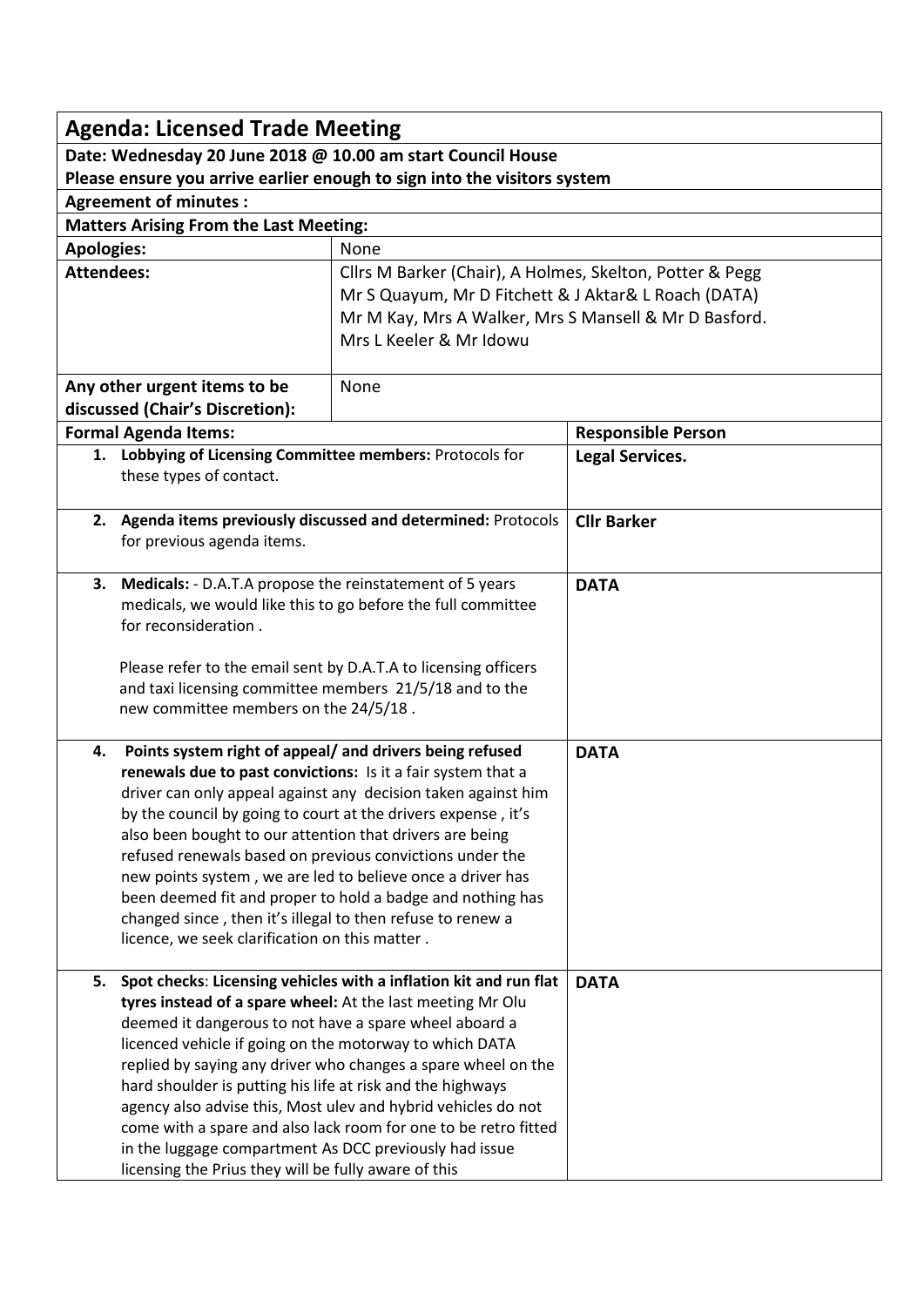| **Agenda: Licensed Trade Meeting** | | |
|---|---|---|
| **Date: Wednesday 20 June 2018 @ 10.00 am start Council House**<br>**Please ensure you arrive earlier enough to sign into the visitors system** | | |
| **Agreement of minutes :** | | |
| **Matters Arising From the Last Meeting:** | | |
| **Apologies:** | None | |
| **Attendees:** | Cllrs M Barker (Chair), A Holmes, Skelton, Potter & Pegg<br>Mr S Quayum, Mr D Fitchett & J Aktar& L Roach (DATA)<br>Mr M Kay, Mrs A Walker, Mrs S Mansell & Mr D Basford.<br>Mrs L Keeler & Mr Idowu | |
| **Any other urgent items to be discussed (Chair's Discretion):** | None | |
| **Formal Agenda Items:** | | **Responsible Person** |
| **1. Lobbying of Licensing Committee members:** Protocols for these types of contact. | | **Legal Services.** |
| **2. Agenda items previously discussed and determined:** Protocols for previous agenda items. | | **Cllr Barker** |
| **3. Medicals:** - D.A.T.A propose the reinstatement of 5 years medicals, we would like this to go before the full committee for reconsideration .<br><br>Please refer to the email sent by D.A.T.A to licensing officers and taxi licensing committee members 21/5/18 and to the new committee members on the 24/5/18 . | | **DATA** |
| **4. Points system right of appeal/ and drivers being refused renewals due to past convictions:** Is it a fair system that a driver can only appeal against any decision taken against him by the council by going to court at the drivers expense , it's also been bought to our attention that drivers are being refused renewals based on previous convictions under the new points system , we are led to believe once a driver has been deemed fit and proper to hold a badge and nothing has changed since , then it's illegal to then refuse to renew a licence, we seek clarification on this matter . | | **DATA** |
| **5. Spot checks: Licensing vehicles with a inflation kit and run flat tyres instead of a spare wheel:** At the last meeting Mr Olu deemed it dangerous to not have a spare wheel aboard a licenced vehicle if going on the motorway to which DATA replied by saying any driver who changes a spare wheel on the hard shoulder is putting his life at risk and the highways agency also advise this, Most ulev and hybrid vehicles do not come with a spare and also lack room for one to be retro fitted in the luggage compartment As DCC previously had issue licensing the Prius they will be fully aware of this | | **DATA** |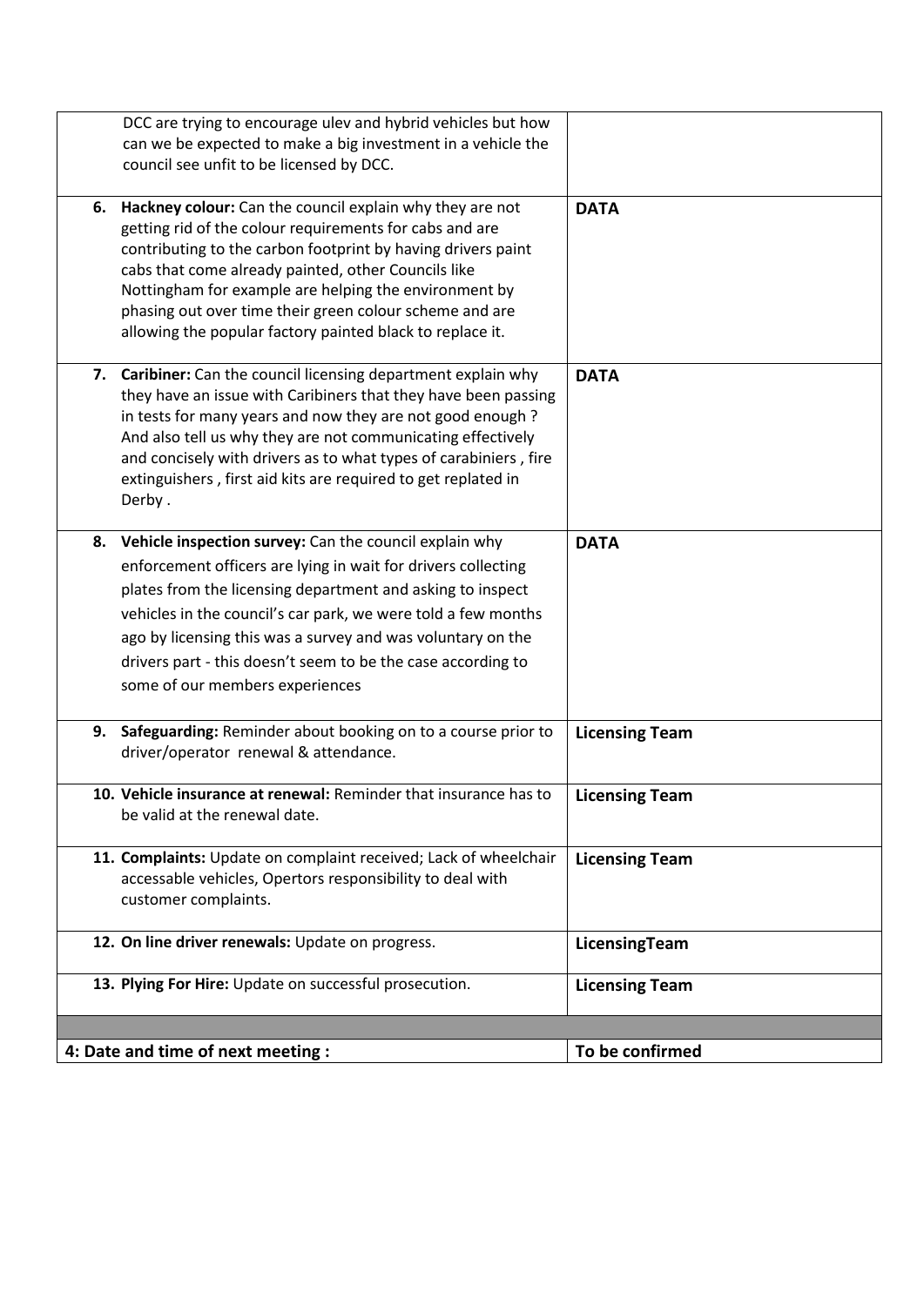| | |
|---|---|
| DCC are trying to encourage ulev and hybrid vehicles but how can we be expected to make a big investment in a vehicle the council see unfit to be licensed by DCC. | |
| **6. Hackney colour:** Can the council explain why they are not getting rid of the colour requirements for cabs and are contributing to the carbon footprint by having drivers paint cabs that come already painted, other Councils like Nottingham for example are helping the environment by phasing out over time their green colour scheme and are allowing the popular factory painted black to replace it. | **DATA** |
| **7. Caribiner:** Can the council licensing department explain why they have an issue with Caribiners that they have been passing in tests for many years and now they are not good enough ? And also tell us why they are not communicating effectively and concisely with drivers as to what types of carabiniers , fire extinguishers , first aid kits are required to get replated in Derby . | **DATA** |
| **8. Vehicle inspection survey:** Can the council explain why enforcement officers are lying in wait for drivers collecting plates from the licensing department and asking to inspect vehicles in the council's car park, we were told a few months ago by licensing this was a survey and was voluntary on the drivers part - this doesn't seem to be the case according to some of our members experiences | **DATA** |
| **9. Safeguarding:** Reminder about booking on to a course prior to driver/operator renewal & attendance. | **Licensing Team** |
| **10. Vehicle insurance at renewal:** Reminder that insurance has to be valid at the renewal date. | **Licensing Team** |
| **11. Complaints:** Update on complaint received; Lack of wheelchair accessable vehicles, Opertors responsibility to deal with customer complaints. | **Licensing Team** |
| **12. On line driver renewals:** Update on progress. | **LicensingTeam** |
| **13. Plying For Hire:** Update on successful prosecution. | **Licensing Team** |
| | |
| **4: Date and time of next meeting :** | **To be confirmed** |